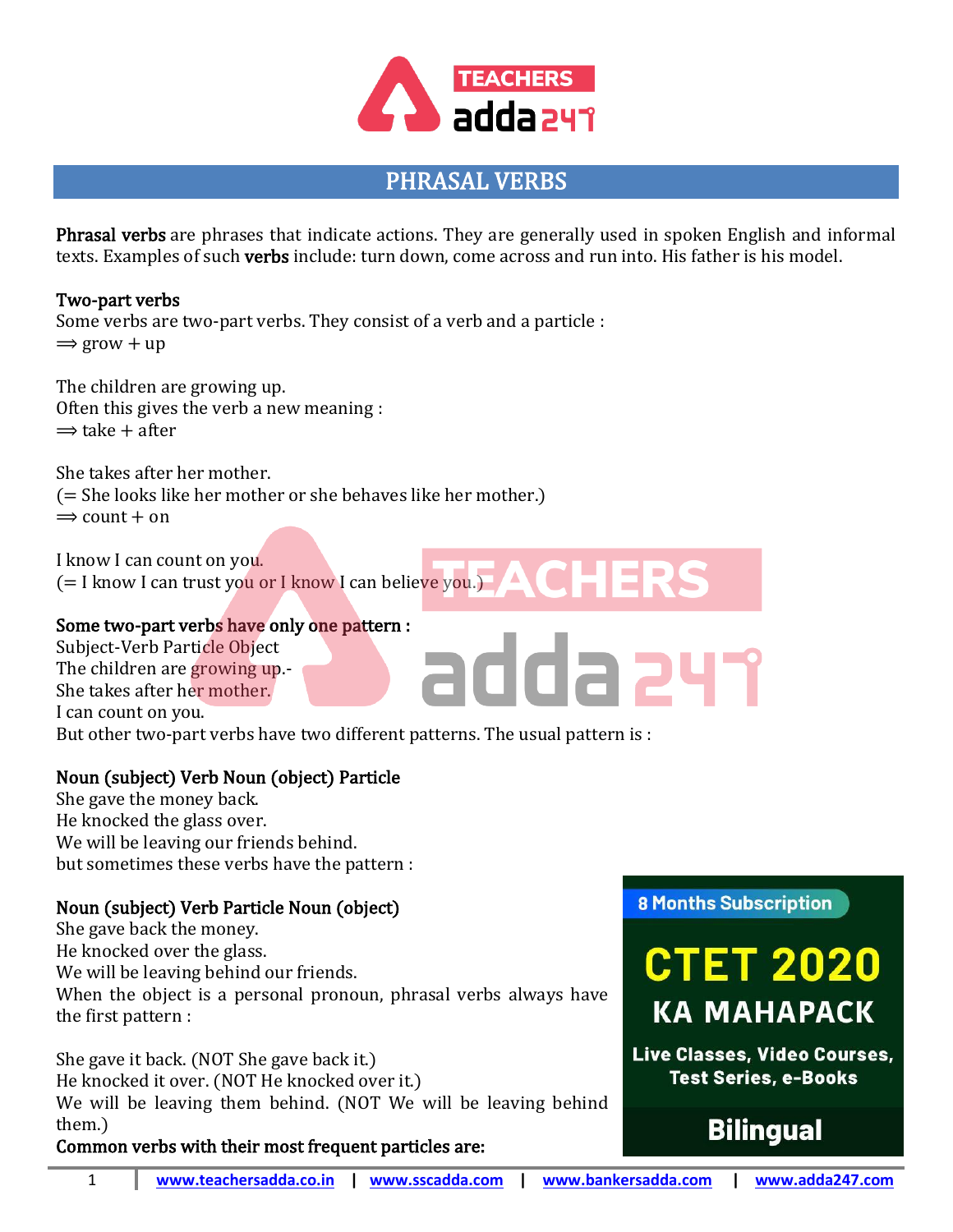# PHRASAL VERBS

**Phrasal verbs** are phrases that indicate actions. They are generally used in spoken English and informal texts. Examples of such **verbs** include: turn down, come across and run into. His father is his model.

**Two-part verbs**

Some verbs are two-part verbs. They consist of a verb and a particle :

⟹ grow + up

The children are growing up.

Often this gives the verb a new meaning :

⟹ take + after

She takes after her mother.

(= She looks like her mother or she behaves like her mother.)

⟹ count + on

I know I can count on you.

(= I know I can trust you or I know I can believe you.)

**Some two-part verbs have only one pattern :**

Subject-Verb Particle Object

The children are growing up.-

She takes after her mother.

I can count on you.

But other two-part verbs have two different patterns. The usual pattern is :

**Noun (subject) Verb Noun (object) Particle**

She gave the money back.

He knocked the glass over.

We will be leaving our friends behind.

but sometimes these verbs have the pattern :

**Noun (subject) Verb Particle Noun (object)**

She gave back the money.

He knocked over the glass.

We will be leaving behind our friends.

When the object is a personal pronoun, phrasal verbs always have the first pattern :

She gave it back. (NOT She gave back it.)

He knocked it over. (NOT He knocked over it.)

We will be leaving them behind. (NOT We will be leaving behind them.)

**Common verbs with their most frequent particles are:**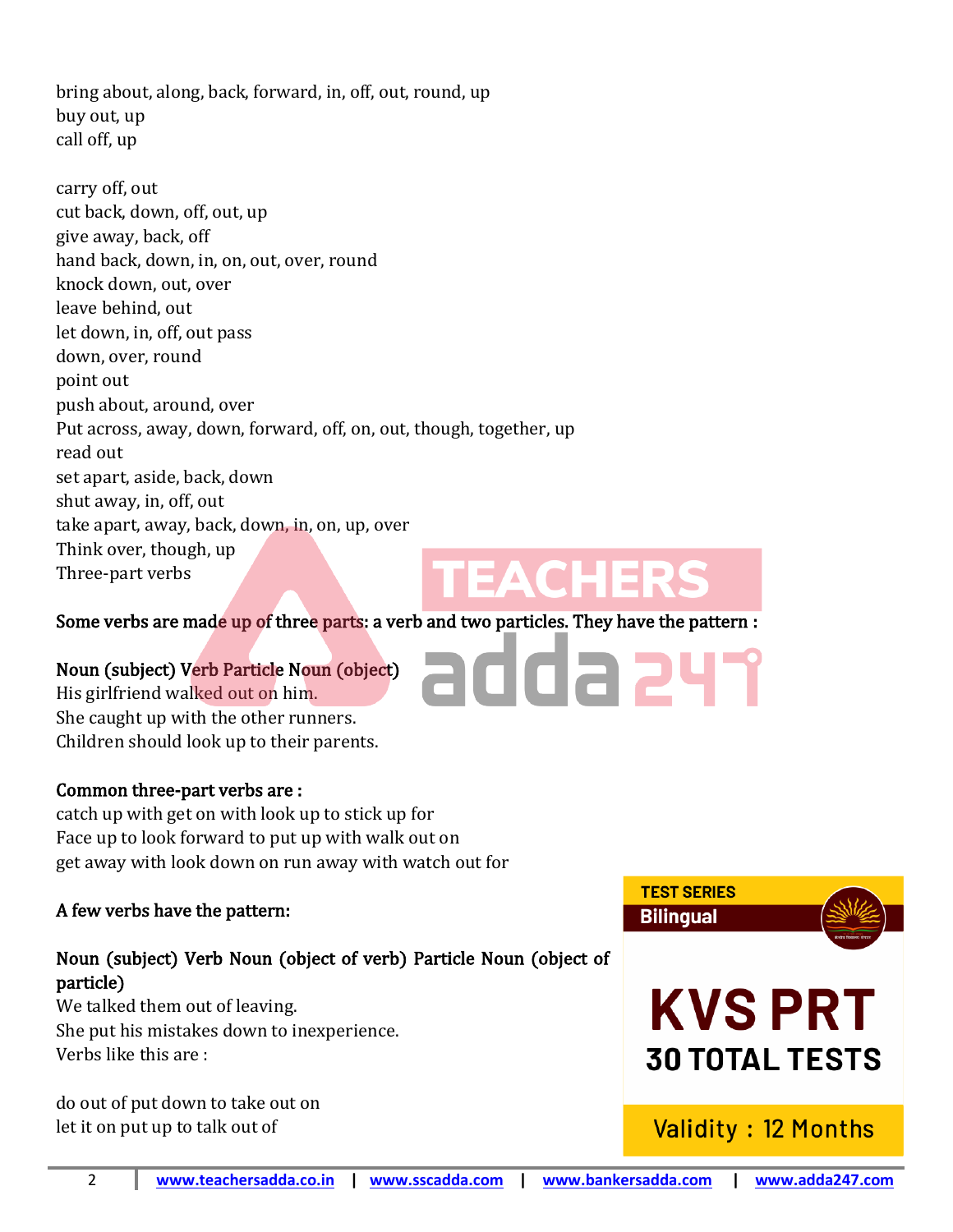bring about, along, back, forward, in, off, out, round, up
buy out, up
call off, up

carry off, out
cut back, down, off, out, up
give away, back, off
hand back, down, in, on, out, over, round
knock down, out, over
leave behind, out
let down, in, off, out pass
down, over, round
point out
push about, around, over
Put across, away, down, forward, off, on, out, though, together, up
read out
set apart, aside, back, down
shut away, in, off, out
take apart, away, back, down, in, on, up, over
Think over, though, up
Three-part verbs

Some verbs are made up of three parts: a verb and two particles. They have the pattern :

Noun (subject) Verb Particle Noun (object)
His girlfriend walked out on him.
She caught up with the other runners.
Children should look up to their parents.

Common three-part verbs are :
catch up with get on with look up to stick up for
Face up to look forward to put up with walk out on
get away with look down on run away with watch out for

A few verbs have the pattern:

Noun (subject) Verb Noun (object of verb) Particle Noun (object of particle)
We talked them out of leaving.
She put his mistakes down to inexperience.
Verbs like this are :

do out of put down to take out on
let it on put up to talk out of